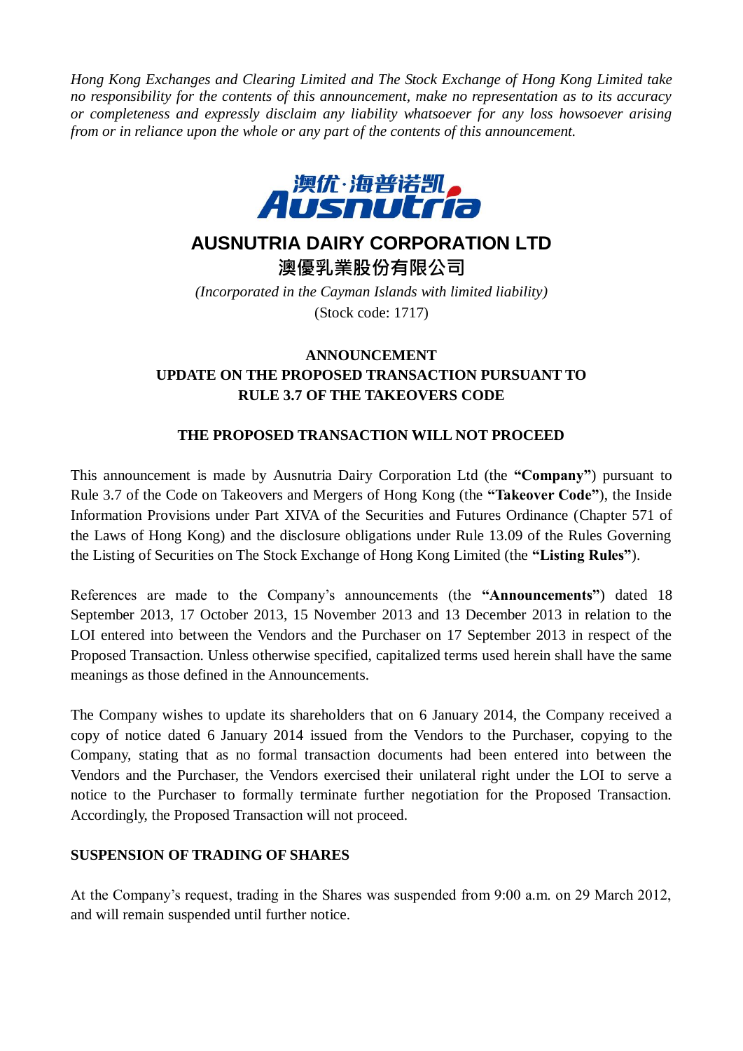*Hong Kong Exchanges and Clearing Limited and The Stock Exchange of Hong Kong Limited take no responsibility for the contents of this announcement, make no representation as to its accuracy or completeness and expressly disclaim any liability whatsoever for any loss howsoever arising from or in reliance upon the whole or any part of the contents of this announcement.*

# AUSNUTRIA DAIRY CORPORATION LTD

# 澳優乳業股份有限公司

*(Incorporated in the Cayman Islands with limited liability)*

(Stock code: 1717)

## ANNOUNCEMENT
## UPDATE ON THE PROPOSED TRANSACTION PURSUANT TO RULE 3.7 OF THE TAKEOVERS CODE

## THE PROPOSED TRANSACTION WILL NOT PROCEED

This announcement is made by Ausnutria Dairy Corporation Ltd (the **"Company"**) pursuant to Rule 3.7 of the Code on Takeovers and Mergers of Hong Kong (the **"Takeover Code"**), the Inside Information Provisions under Part XIVA of the Securities and Futures Ordinance (Chapter 571 of the Laws of Hong Kong) and the disclosure obligations under Rule 13.09 of the Rules Governing the Listing of Securities on The Stock Exchange of Hong Kong Limited (the **"Listing Rules"**).

References are made to the Company's announcements (the **"Announcements"**) dated 18 September 2013, 17 October 2013, 15 November 2013 and 13 December 2013 in relation to the LOI entered into between the Vendors and the Purchaser on 17 September 2013 in respect of the Proposed Transaction. Unless otherwise specified, capitalized terms used herein shall have the same meanings as those defined in the Announcements.

The Company wishes to update its shareholders that on 6 January 2014, the Company received a copy of notice dated 6 January 2014 issued from the Vendors to the Purchaser, copying to the Company, stating that as no formal transaction documents had been entered into between the Vendors and the Purchaser, the Vendors exercised their unilateral right under the LOI to serve a notice to the Purchaser to formally terminate further negotiation for the Proposed Transaction. Accordingly, the Proposed Transaction will not proceed.

## SUSPENSION OF TRADING OF SHARES

At the Company's request, trading in the Shares was suspended from 9:00 a.m. on 29 March 2012, and will remain suspended until further notice.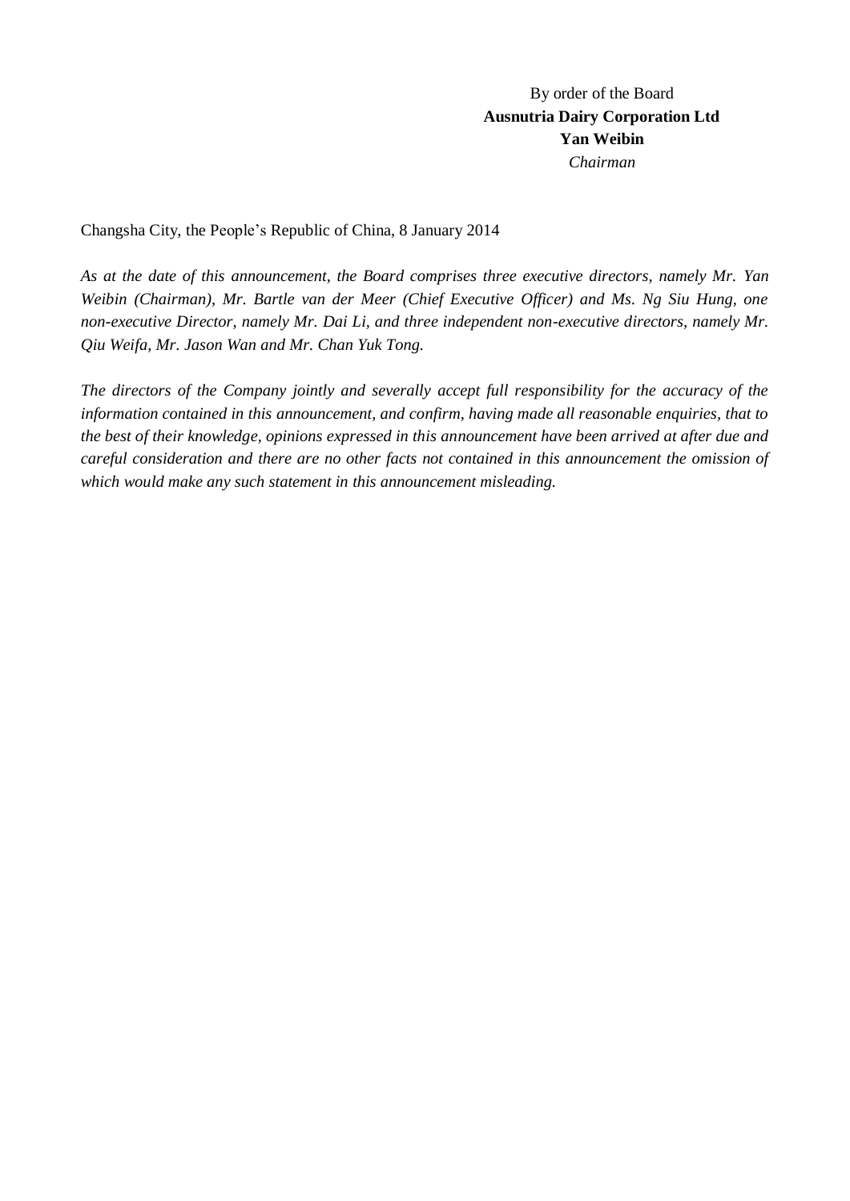By order of the Board
**Ausnutria Dairy Corporation Ltd**
**Yan Weibin**
*Chairman*

Changsha City, the People's Republic of China, 8 January 2014

*As at the date of this announcement, the Board comprises three executive directors, namely Mr. Yan Weibin (Chairman), Mr. Bartle van der Meer (Chief Executive Officer) and Ms. Ng Siu Hung, one non-executive Director, namely Mr. Dai Li, and three independent non-executive directors, namely Mr. Qiu Weifa, Mr. Jason Wan and Mr. Chan Yuk Tong.*

*The directors of the Company jointly and severally accept full responsibility for the accuracy of the information contained in this announcement, and confirm, having made all reasonable enquiries, that to the best of their knowledge, opinions expressed in this announcement have been arrived at after due and careful consideration and there are no other facts not contained in this announcement the omission of which would make any such statement in this announcement misleading.*